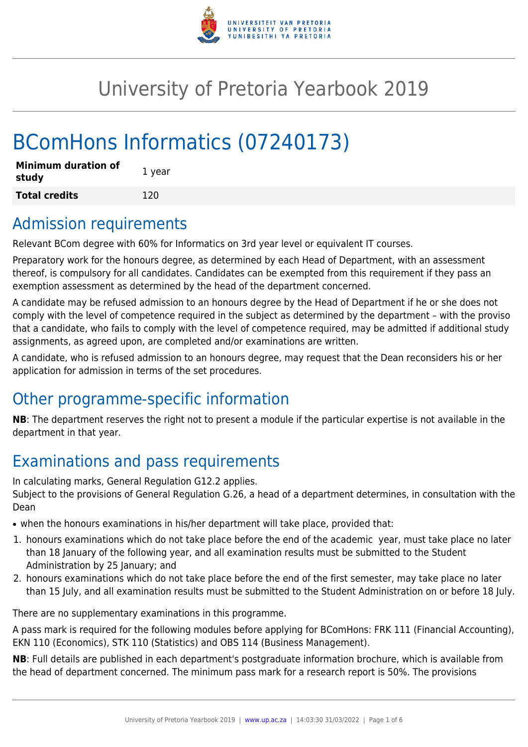# University of Pretoria Yearbook 2019

# BComHons Informatics (07240173)

| Minimum duration of study | 1 year |
|---|---|
| **Total credits** | 120 |

## Admission requirements

Relevant BCom degree with 60% for Informatics on 3rd year level or equivalent IT courses.

Preparatory work for the honours degree, as determined by each Head of Department, with an assessment thereof, is compulsory for all candidates. Candidates can be exempted from this requirement if they pass an exemption assessment as determined by the head of the department concerned.

A candidate may be refused admission to an honours degree by the Head of Department if he or she does not comply with the level of competence required in the subject as determined by the department – with the proviso that a candidate, who fails to comply with the level of competence required, may be admitted if additional study assignments, as agreed upon, are completed and/or examinations are written.

A candidate, who is refused admission to an honours degree, may request that the Dean reconsiders his or her application for admission in terms of the set procedures.

## Other programme-specific information

**NB**: The department reserves the right not to present a module if the particular expertise is not available in the department in that year.

## Examinations and pass requirements

In calculating marks, General Regulation G12.2 applies.
Subject to the provisions of General Regulation G.26, a head of a department determines, in consultation with the Dean

- when the honours examinations in his/her department will take place, provided that:

1. honours examinations which do not take place before the end of the academic year, must take place no later than 18 January of the following year, and all examination results must be submitted to the Student Administration by 25 January; and
2. honours examinations which do not take place before the end of the first semester, may take place no later than 15 July, and all examination results must be submitted to the Student Administration on or before 18 July.

There are no supplementary examinations in this programme.

A pass mark is required for the following modules before applying for BComHons: FRK 111 (Financial Accounting), EKN 110 (Economics), STK 110 (Statistics) and OBS 114 (Business Management).

**NB**: Full details are published in each department's postgraduate information brochure, which is available from the head of department concerned. The minimum pass mark for a research report is 50%. The provisions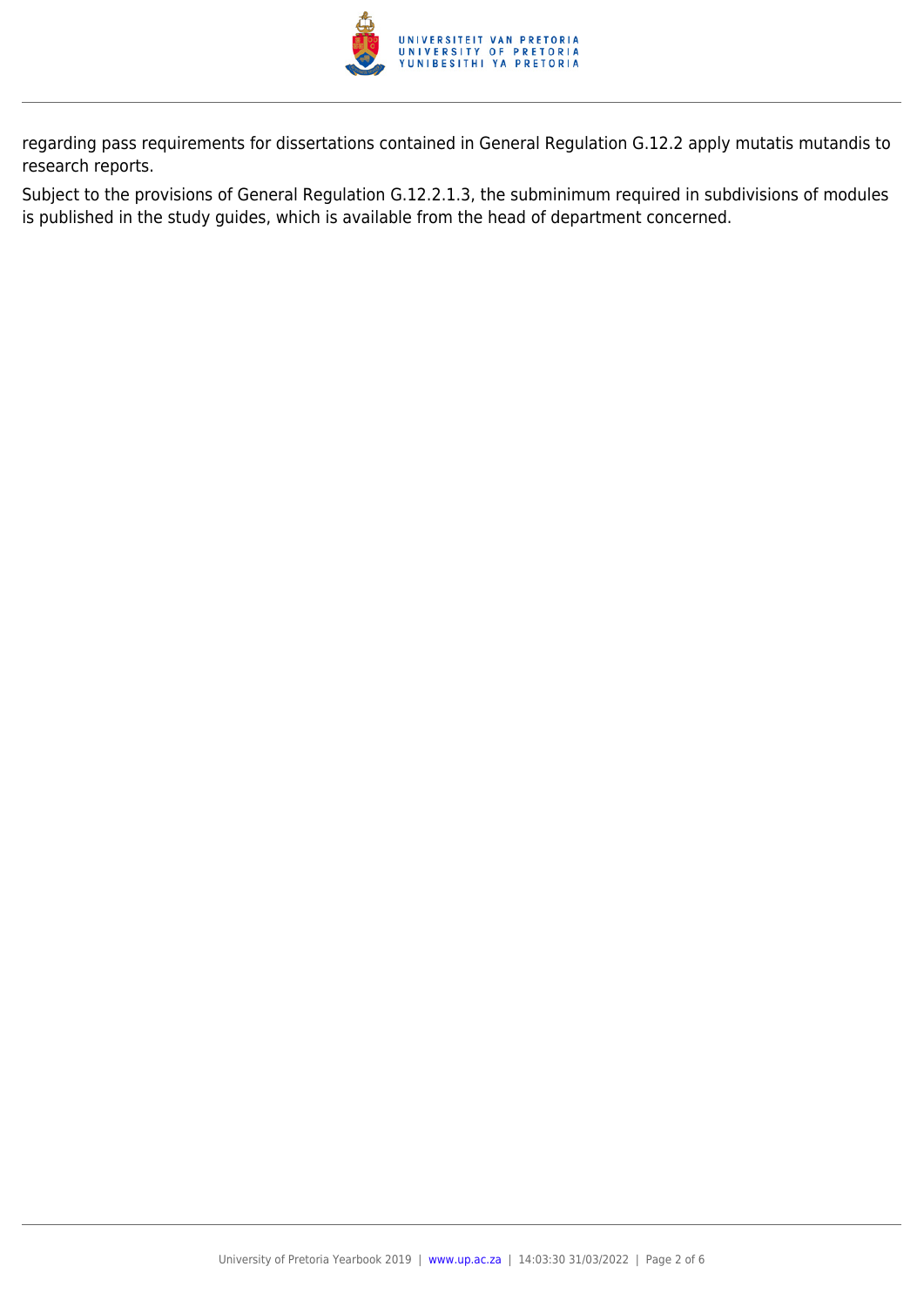regarding pass requirements for dissertations contained in General Regulation G.12.2 apply mutatis mutandis to research reports.

Subject to the provisions of General Regulation G.12.2.1.3, the subminimum required in subdivisions of modules is published in the study guides, which is available from the head of department concerned.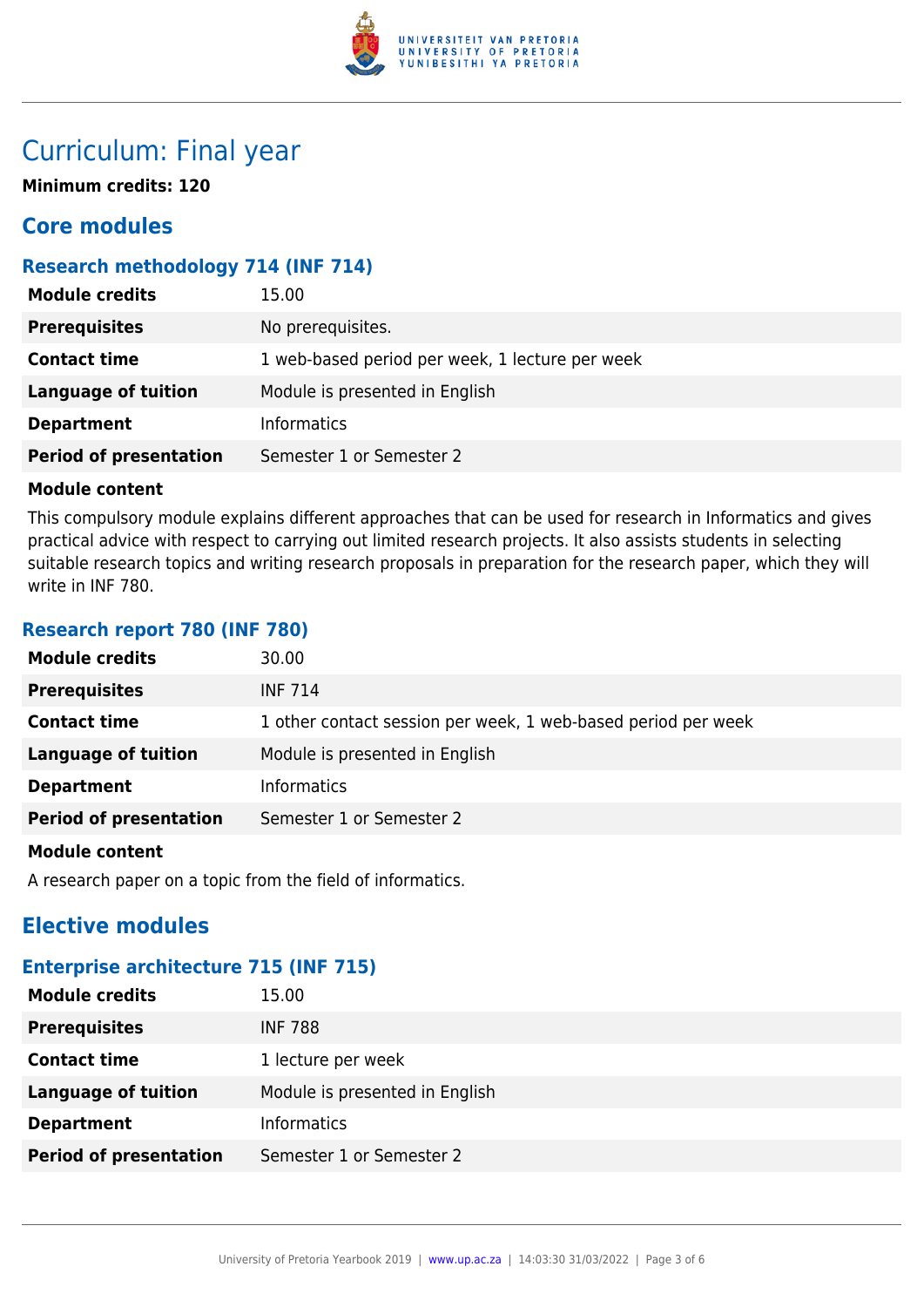# Curriculum: Final year

**Minimum credits: 120**

## Core modules

### Research methodology 714 (INF 714)

| | |
|---|---|
| **Module credits** | 15.00 |
| **Prerequisites** | No prerequisites. |
| **Contact time** | 1 web-based period per week, 1 lecture per week |
| **Language of tuition** | Module is presented in English |
| **Department** | Informatics |
| **Period of presentation** | Semester 1 or Semester 2 |

**Module content**

This compulsory module explains different approaches that can be used for research in Informatics and gives practical advice with respect to carrying out limited research projects. It also assists students in selecting suitable research topics and writing research proposals in preparation for the research paper, which they will write in INF 780.

### Research report 780 (INF 780)

| | |
|---|---|
| **Module credits** | 30.00 |
| **Prerequisites** | INF 714 |
| **Contact time** | 1 other contact session per week, 1 web-based period per week |
| **Language of tuition** | Module is presented in English |
| **Department** | Informatics |
| **Period of presentation** | Semester 1 or Semester 2 |

**Module content**

A research paper on a topic from the field of informatics.

## Elective modules

### Enterprise architecture 715 (INF 715)

| | |
|---|---|
| **Module credits** | 15.00 |
| **Prerequisites** | INF 788 |
| **Contact time** | 1 lecture per week |
| **Language of tuition** | Module is presented in English |
| **Department** | Informatics |
| **Period of presentation** | Semester 1 or Semester 2 |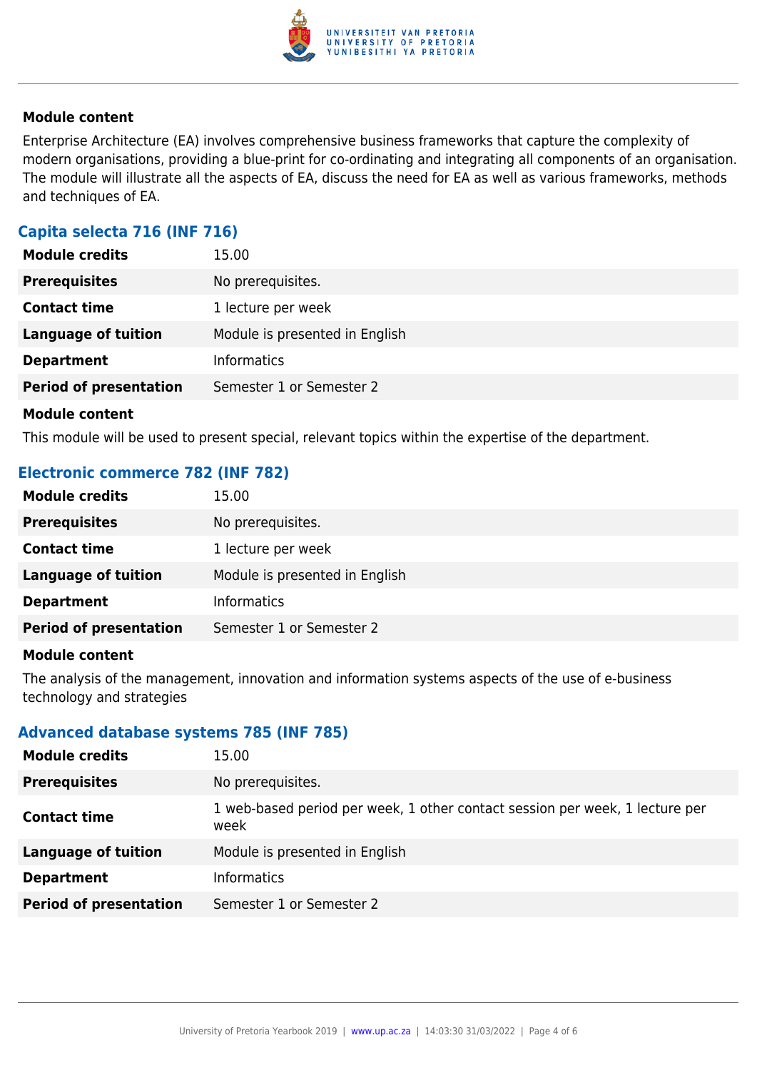**Module content**

Enterprise Architecture (EA) involves comprehensive business frameworks that capture the complexity of modern organisations, providing a blue-print for co-ordinating and integrating all components of an organisation. The module will illustrate all the aspects of EA, discuss the need for EA as well as various frameworks, methods and techniques of EA.

### Capita selecta 716 (INF 716)

| | |
|---|---|
| **Module credits** | 15.00 |
| **Prerequisites** | No prerequisites. |
| **Contact time** | 1 lecture per week |
| **Language of tuition** | Module is presented in English |
| **Department** | Informatics |
| **Period of presentation** | Semester 1 or Semester 2 |

**Module content**

This module will be used to present special, relevant topics within the expertise of the department.

### Electronic commerce 782 (INF 782)

| | |
|---|---|
| **Module credits** | 15.00 |
| **Prerequisites** | No prerequisites. |
| **Contact time** | 1 lecture per week |
| **Language of tuition** | Module is presented in English |
| **Department** | Informatics |
| **Period of presentation** | Semester 1 or Semester 2 |

**Module content**

The analysis of the management, innovation and information systems aspects of the use of e-business technology and strategies

### Advanced database systems 785 (INF 785)

| | |
|---|---|
| **Module credits** | 15.00 |
| **Prerequisites** | No prerequisites. |
| **Contact time** | 1 web-based period per week, 1 other contact session per week, 1 lecture per week |
| **Language of tuition** | Module is presented in English |
| **Department** | Informatics |
| **Period of presentation** | Semester 1 or Semester 2 |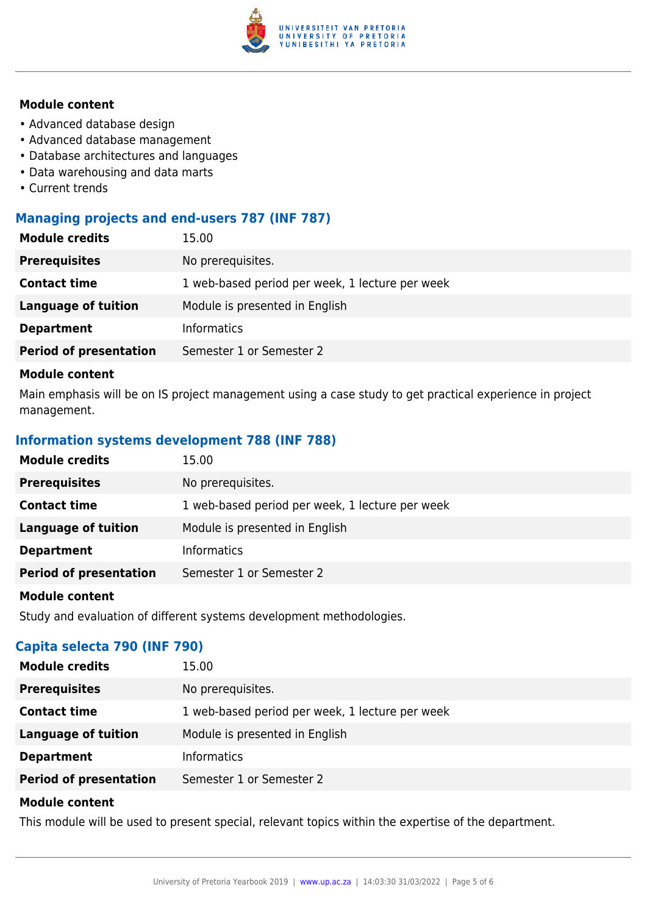**Module content**

- Advanced database design
- Advanced database management
- Database architectures and languages
- Data warehousing and data marts
- Current trends

### Managing projects and end-users 787 (INF 787)

| | |
|---|---|
| **Module credits** | 15.00 |
| **Prerequisites** | No prerequisites. |
| **Contact time** | 1 web-based period per week, 1 lecture per week |
| **Language of tuition** | Module is presented in English |
| **Department** | Informatics |
| **Period of presentation** | Semester 1 or Semester 2 |

**Module content**

Main emphasis will be on IS project management using a case study to get practical experience in project management.

### Information systems development 788 (INF 788)

| | |
|---|---|
| **Module credits** | 15.00 |
| **Prerequisites** | No prerequisites. |
| **Contact time** | 1 web-based period per week, 1 lecture per week |
| **Language of tuition** | Module is presented in English |
| **Department** | Informatics |
| **Period of presentation** | Semester 1 or Semester 2 |

**Module content**

Study and evaluation of different systems development methodologies.

### Capita selecta 790 (INF 790)

| | |
|---|---|
| **Module credits** | 15.00 |
| **Prerequisites** | No prerequisites. |
| **Contact time** | 1 web-based period per week, 1 lecture per week |
| **Language of tuition** | Module is presented in English |
| **Department** | Informatics |
| **Period of presentation** | Semester 1 or Semester 2 |

**Module content**

This module will be used to present special, relevant topics within the expertise of the department.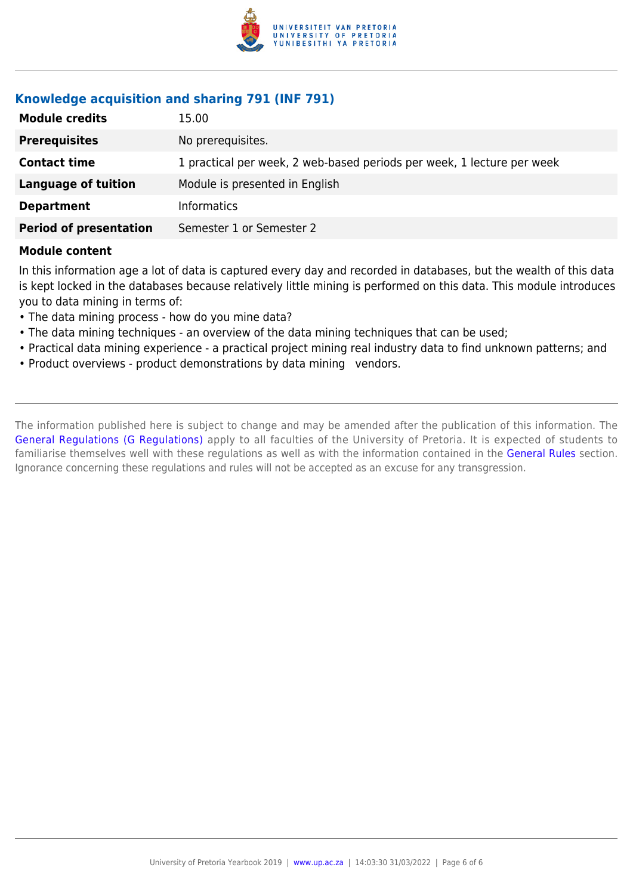## Knowledge acquisition and sharing 791 (INF 791)

| | |
|---|---|
| **Module credits** | 15.00 |
| **Prerequisites** | No prerequisites. |
| **Contact time** | 1 practical per week, 2 web-based periods per week, 1 lecture per week |
| **Language of tuition** | Module is presented in English |
| **Department** | Informatics |
| **Period of presentation** | Semester 1 or Semester 2 |

**Module content**

In this information age a lot of data is captured every day and recorded in databases, but the wealth of this data is kept locked in the databases because relatively little mining is performed on this data. This module introduces you to data mining in terms of:

- The data mining process - how do you mine data?
- The data mining techniques - an overview of the data mining techniques that can be used;
- Practical data mining experience - a practical project mining real industry data to find unknown patterns; and
- Product overviews - product demonstrations by data mining vendors.

The information published here is subject to change and may be amended after the publication of this information. The General Regulations (G Regulations) apply to all faculties of the University of Pretoria. It is expected of students to familiarise themselves well with these regulations as well as with the information contained in the General Rules section. Ignorance concerning these regulations and rules will not be accepted as an excuse for any transgression.